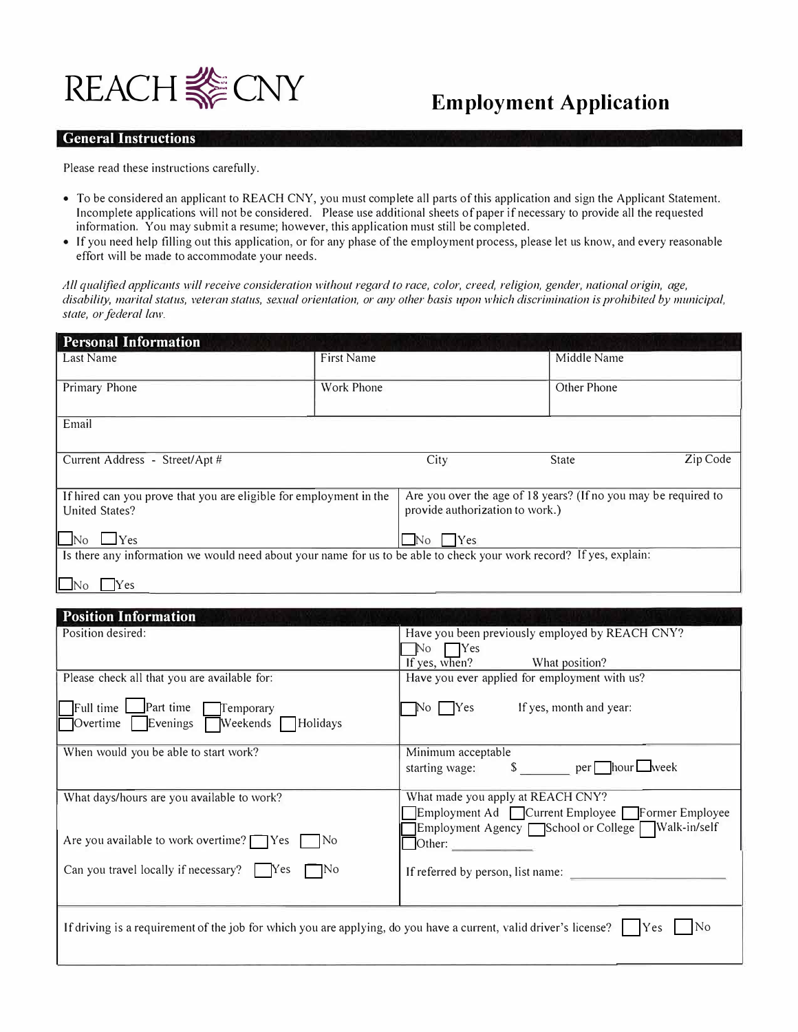# REACH CNY

## Employment Application

### General Instructions

Please read these instructions carefully.

- To be considered an applicant to REACH CNY, you must complete all parts of this application and sign the Applicant Statement. Incomplete applications will not be considered. Please use additional sheets of paper if necessary to provide all the requested information. You may submit a resume; however, this application must still be completed.
- If you need help filling out this application, or for any phase of the employment process, please let us know, and every reasonable effort will be made to accommodate your needs.

*All qualified applicants will receive consideration without regard to race, color, creed, religion, gender, national origin, age, disability, marital status, veteran status, sexual orientation, or any other basis upon which discrimination is prohibited by municipal, state, or federal law.*

### Personal Information

| Last Name | First Name | Middle Name |
|---|---|---|
| Primary Phone | Work Phone | Other Phone |

| Email | | | |
|---|---|---|---|
| Current Address - Street/Apt # | City | State | Zip Code |

| If hired can you prove that you are eligible for employment in the United States? ☐ No ☐ Yes | Are you over the age of 18 years? (If no you may be required to provide authorization to work.) ☐ No ☐ Yes |
|---|---|

Is there any information we would need about your name for us to be able to check your work record? If yes, explain:

☐ No ☐ Yes

### Position Information

| | |
|---|---|
| Position desired: | Have you been previously employed by REACH CNY? ☐ No ☐ Yes<br>If yes, when? What position? |
| Please check all that you are available for:<br>☐ Full time ☐ Part time ☐ Temporary<br>☐ Overtime ☐ Evenings ☐ Weekends ☐ Holidays | Have you ever applied for employment with us?<br>☐ No ☐ Yes If yes, month and year: |
| When would you be able to start work? | Minimum acceptable starting wage: $ ________ per ☐ hour ☐ week |
| What days/hours are you available to work?<br><br>Are you available to work overtime? ☐ Yes ☐ No<br><br>Can you travel locally if necessary? ☐ Yes ☐ No | What made you apply at REACH CNY?<br>☐ Employment Ad ☐ Current Employee ☐ Former Employee<br>☐ Employment Agency ☐ School or College ☐ Walk-in/self<br>☐ Other: ____________<br><br>If referred by person, list name: ____________________ |

If driving is a requirement of the job for which you are applying, do you have a current, valid driver's license? ☐ Yes ☐ No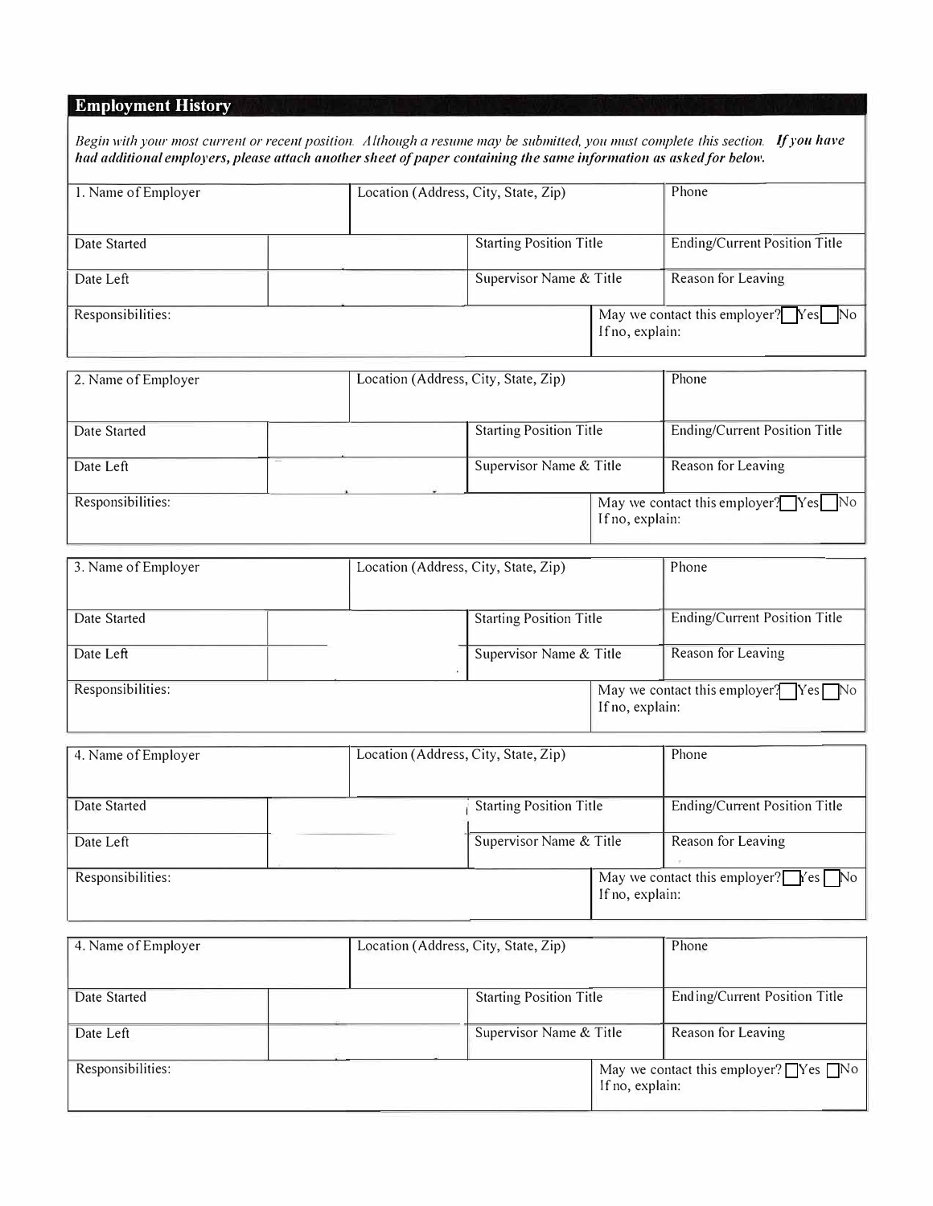## Employment History

*Begin with your most current or recent position. Although a resume may be submitted, you must complete this section.* ***If you have had additional employers, please attach another sheet of paper containing the same information as asked for below.***

| 1. Name of Employer | | Location (Address, City, State, Zip) | | Phone |
|---|---|---|---|---|
| Date Started | | Starting Position Title | | Ending/Current Position Title |
| Date Left | | Supervisor Name & Title | | Reason for Leaving |
| Responsibilities: | | | May we contact this employer? ☐ Yes ☐ No<br>If no, explain: | |

| 2. Name of Employer | | Location (Address, City, State, Zip) | | Phone |
|---|---|---|---|---|
| Date Started | | Starting Position Title | | Ending/Current Position Title |
| Date Left | | Supervisor Name & Title | | Reason for Leaving |
| Responsibilities: | | | May we contact this employer? ☐ Yes ☐ No<br>If no, explain: | |

| 3. Name of Employer | | Location (Address, City, State, Zip) | | Phone |
|---|---|---|---|---|
| Date Started | | Starting Position Title | | Ending/Current Position Title |
| Date Left | | Supervisor Name & Title | | Reason for Leaving |
| Responsibilities: | | | May we contact this employer? ☐ Yes ☐ No<br>If no, explain: | |

| 4. Name of Employer | | Location (Address, City, State, Zip) | | Phone |
|---|---|---|---|---|
| Date Started | | Starting Position Title | | Ending/Current Position Title |
| Date Left | | Supervisor Name & Title | | Reason for Leaving |
| Responsibilities: | | | May we contact this employer? ☐ Yes ☐ No<br>If no, explain: | |

| 4. Name of Employer | | Location (Address, City, State, Zip) | | Phone |
|---|---|---|---|---|
| Date Started | | Starting Position Title | | Ending/Current Position Title |
| Date Left | | Supervisor Name & Title | | Reason for Leaving |
| Responsibilities: | | | May we contact this employer? ☐ Yes ☐ No<br>If no, explain: | |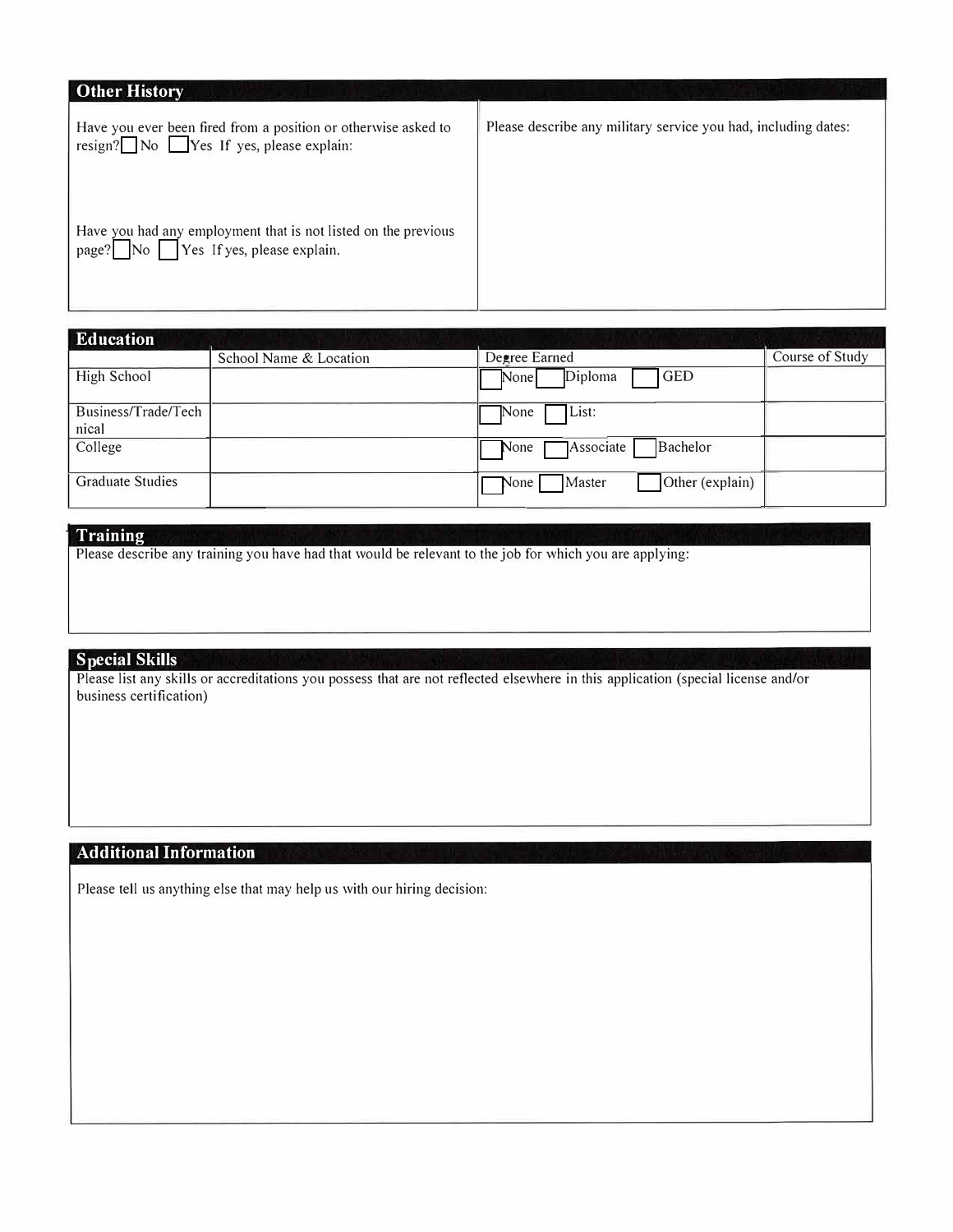## Other History

Have you ever been fired from a position or otherwise asked to resign? ☐ No ☐ Yes If yes, please explain:

Have you had any employment that is not listed on the previous page? ☐ No ☐ Yes If yes, please explain.

Please describe any military service you had, including dates:

## Education

| | School Name & Location | Degree Earned | Course of Study |
|---|---|---|---|
| High School | | ☐ None ☐ Diploma ☐ GED | |
| Business/Trade/Technical | | ☐ None ☐ List: | |
| College | | ☐ None ☐ Associate ☐ Bachelor | |
| Graduate Studies | | ☐ None ☐ Master ☐ Other (explain) | |

## Training

Please describe any training you have had that would be relevant to the job for which you are applying:

## Special Skills

Please list any skills or accreditations you possess that are not reflected elsewhere in this application (special license and/or business certification)

## Additional Information

Please tell us anything else that may help us with our hiring decision: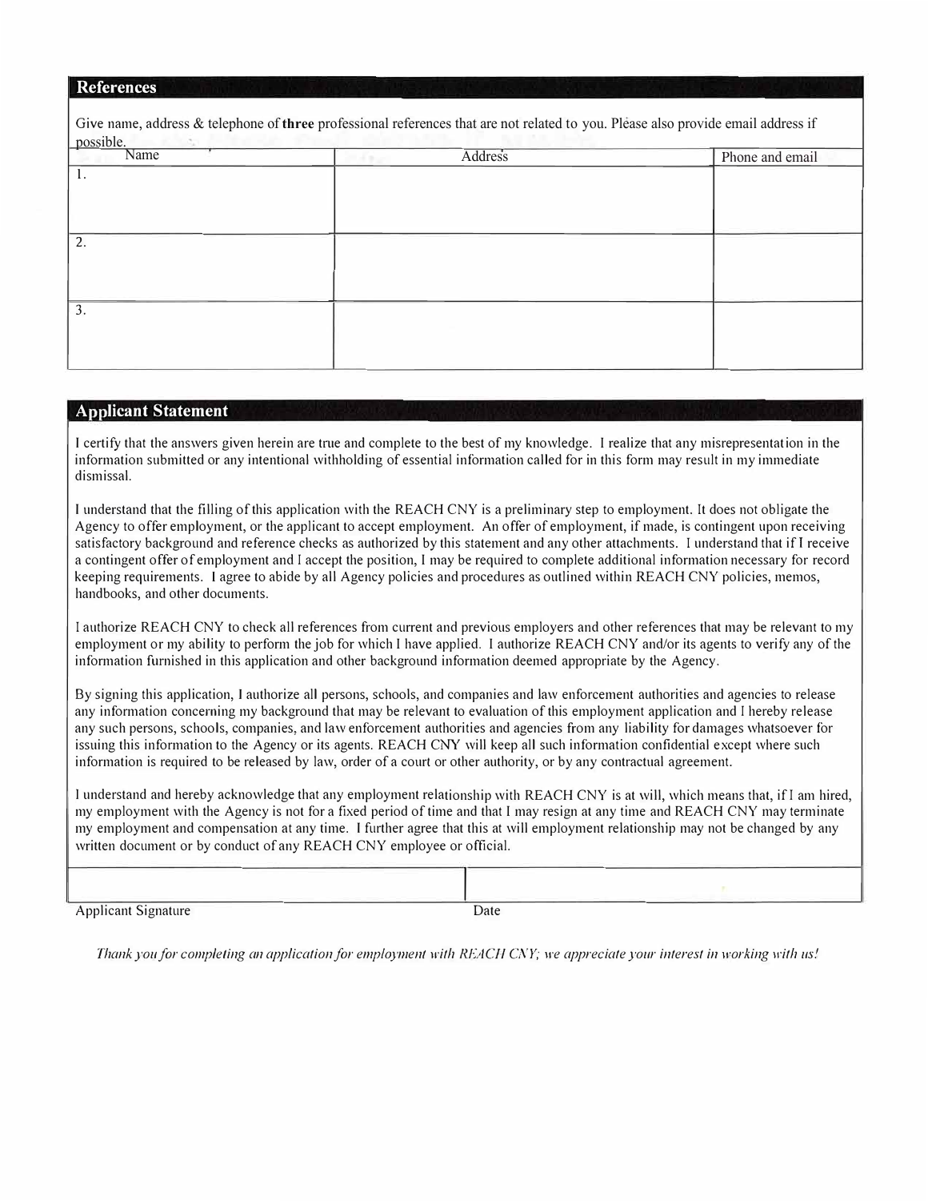## References

Give name, address & telephone of **three** professional references that are not related to you. Please also provide email address if possible.

| Name | Address | Phone and email |
|---|---|---|
| 1. | | |
| 2. | | |
| 3. | | |

## Applicant Statement

I certify that the answers given herein are true and complete to the best of my knowledge. I realize that any misrepresentation in the information submitted or any intentional withholding of essential information called for in this form may result in my immediate dismissal.

I understand that the filling of this application with the REACH CNY is a preliminary step to employment. It does not obligate the Agency to offer employment, or the applicant to accept employment. An offer of employment, if made, is contingent upon receiving satisfactory background and reference checks as authorized by this statement and any other attachments. I understand that if I receive a contingent offer of employment and I accept the position, I may be required to complete additional information necessary for record keeping requirements. I agree to abide by all Agency policies and procedures as outlined within REACH CNY policies, memos, handbooks, and other documents.

I authorize REACH CNY to check all references from current and previous employers and other references that may be relevant to my employment or my ability to perform the job for which I have applied. I authorize REACH CNY and/or its agents to verify any of the information furnished in this application and other background information deemed appropriate by the Agency.

By signing this application, I authorize all persons, schools, and companies and law enforcement authorities and agencies to release any information concerning my background that may be relevant to evaluation of this employment application and I hereby release any such persons, schools, companies, and law enforcement authorities and agencies from any liability for damages whatsoever for issuing this information to the Agency or its agents. REACH CNY will keep all such information confidential except where such information is required to be released by law, order of a court or other authority, or by any contractual agreement.

I understand and hereby acknowledge that any employment relationship with REACH CNY is at will, which means that, if I am hired, my employment with the Agency is not for a fixed period of time and that I may resign at any time and REACH CNY may terminate my employment and compensation at any time. I further agree that this at will employment relationship may not be changed by any written document or by conduct of any REACH CNY employee or official.

| | |
|---|---|
| | |
| Applicant Signature | Date |

*Thank you for completing an application for employment with REACH CNY; we appreciate your interest in working with us!*